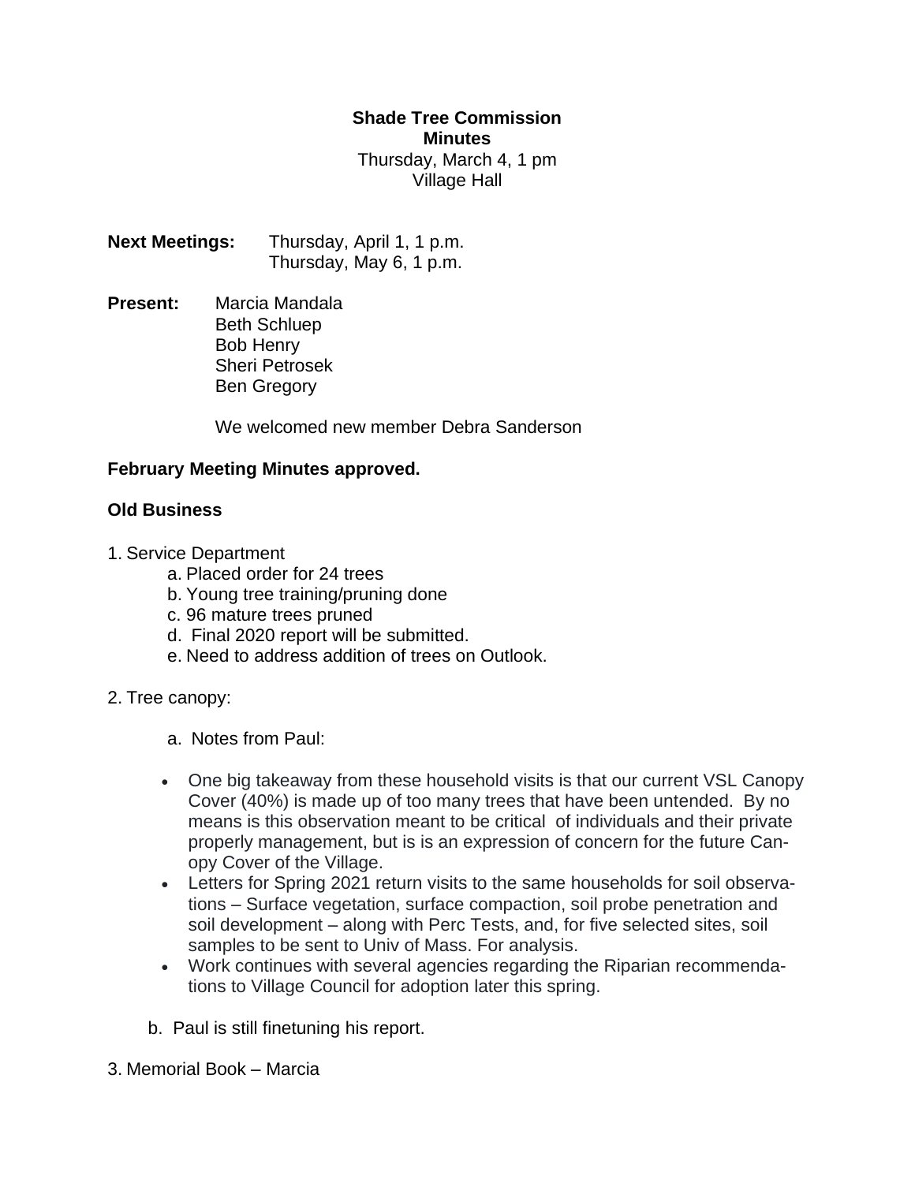**Shade Tree Commission**
**Minutes**
Thursday, March 4, 1 pm
Village Hall

**Next Meetings:** Thursday, April 1, 1 p.m.
Thursday, May 6, 1 p.m.

**Present:** Marcia Mandala
Beth Schluep
Bob Henry
Sheri Petrosek
Ben Gregory

We welcomed new member Debra Sanderson

**February Meeting Minutes approved.**

**Old Business**

1. Service Department
   a. Placed order for 24 trees
   b. Young tree training/pruning done
   c. 96 mature trees pruned
   d. Final 2020 report will be submitted.
   e. Need to address addition of trees on Outlook.

2. Tree canopy:

   a. Notes from Paul:

   - One big takeaway from these household visits is that our current VSL Canopy Cover (40%) is made up of too many trees that have been untended. By no means is this observation meant to be critical of individuals and their private properly management, but is is an expression of concern for the future Canopy Cover of the Village.
   - Letters for Spring 2021 return visits to the same households for soil observations – Surface vegetation, surface compaction, soil probe penetration and soil development – along with Perc Tests, and, for five selected sites, soil samples to be sent to Univ of Mass. For analysis.
   - Work continues with several agencies regarding the Riparian recommendations to Village Council for adoption later this spring.

   b. Paul is still finetuning his report.

3. Memorial Book – Marcia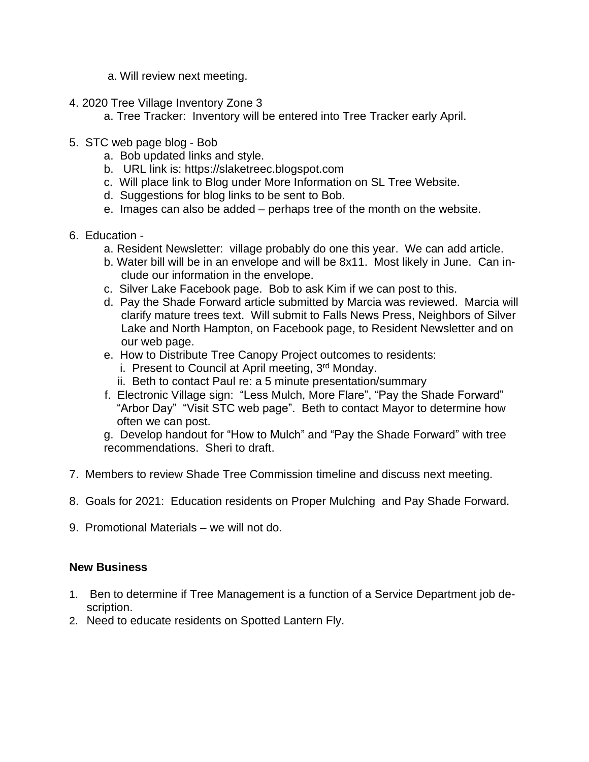a. Will review next meeting.

4. 2020 Tree Village Inventory Zone 3
   a. Tree Tracker: Inventory will be entered into Tree Tracker early April.

5. STC web page blog - Bob
   a. Bob updated links and style.
   b. URL link is: https://slaketreec.blogspot.com
   c. Will place link to Blog under More Information on SL Tree Website.
   d. Suggestions for blog links to be sent to Bob.
   e. Images can also be added – perhaps tree of the month on the website.

6. Education -
   a. Resident Newsletter: village probably do one this year. We can add article.
   b. Water bill will be in an envelope and will be 8x11. Most likely in June. Can include our information in the envelope.
   c. Silver Lake Facebook page. Bob to ask Kim if we can post to this.
   d. Pay the Shade Forward article submitted by Marcia was reviewed. Marcia will clarify mature trees text. Will submit to Falls News Press, Neighbors of Silver Lake and North Hampton, on Facebook page, to Resident Newsletter and on our web page.
   e. How to Distribute Tree Canopy Project outcomes to residents:
      i. Present to Council at April meeting, 3rd Monday.
      ii. Beth to contact Paul re: a 5 minute presentation/summary
   f. Electronic Village sign: "Less Mulch, More Flare", "Pay the Shade Forward" "Arbor Day" "Visit STC web page". Beth to contact Mayor to determine how often we can post.
   g. Develop handout for "How to Mulch" and "Pay the Shade Forward" with tree recommendations. Sheri to draft.

7. Members to review Shade Tree Commission timeline and discuss next meeting.

8. Goals for 2021: Education residents on Proper Mulching and Pay Shade Forward.

9. Promotional Materials – we will not do.

**New Business**

1. Ben to determine if Tree Management is a function of a Service Department job description.
2. Need to educate residents on Spotted Lantern Fly.